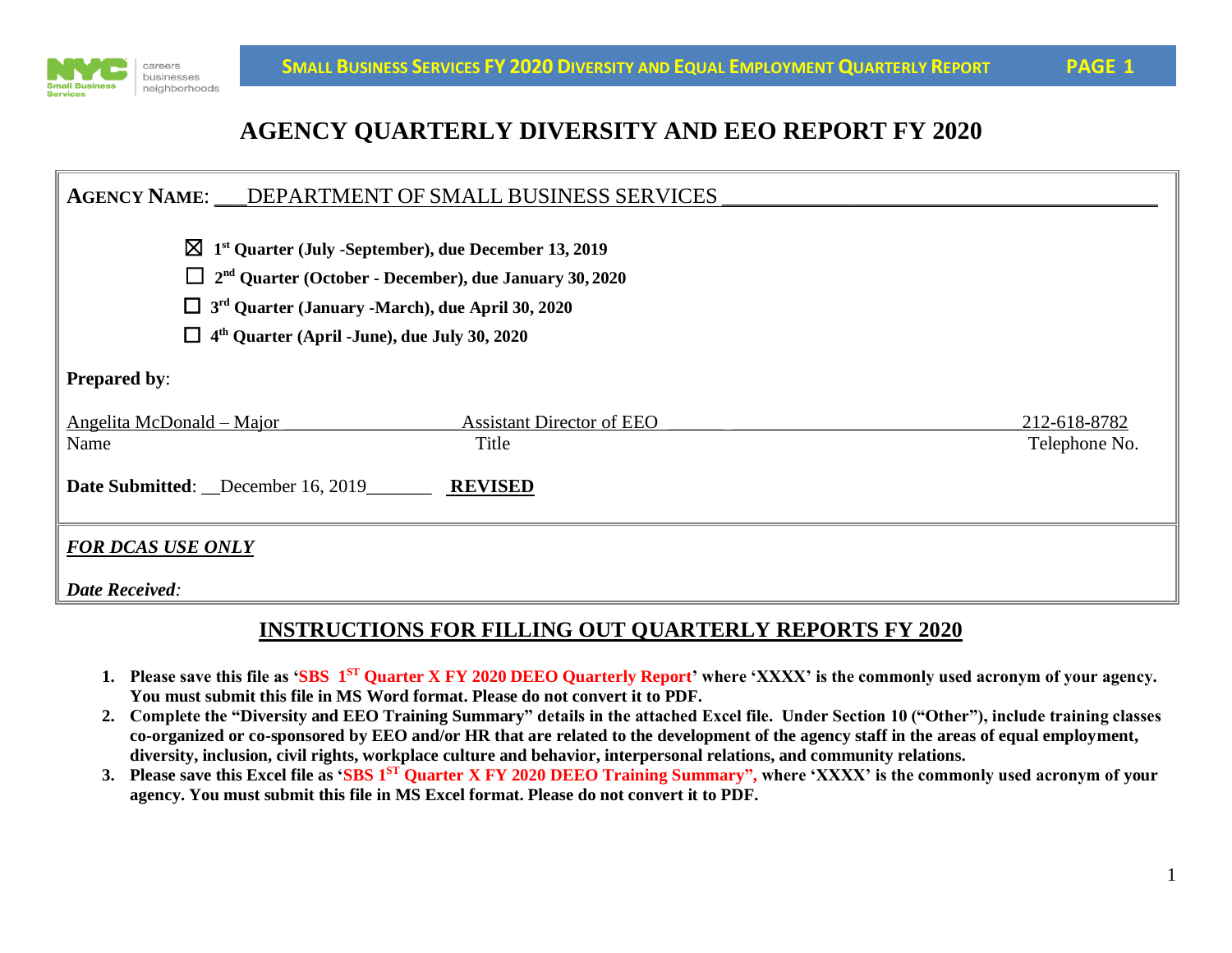# AGENCY QUARTERLY DIVERSITY AND EEO REPORT FY 2020

**AGENCY NAME**: ___DEPARTMENT OF SMALL BUSINESS SERVICES ____________________________________

☒ **1st Quarter (July -September), due December 13, 2019**

☐ **2nd Quarter (October - December), due January 30, 2020**

☐ **3rd Quarter (January -March), due April 30, 2020**

☐ **4th Quarter (April -June), due July 30, 2020**

**Prepared by**:

| Angelita McDonald – Major | Assistant Director of EEO | 212-618-8782 |
|---|---|---|
| Name | Title | Telephone No. |

**Date Submitted**: __December 16, 2019_______ **REVISED**

***FOR DCAS USE ONLY***

***Date Received**:*

## INSTRUCTIONS FOR FILLING OUT QUARTERLY REPORTS FY 2020

1. **Please save this file as 'SBS 1ST Quarter X FY 2020 DEEO Quarterly Report' where 'XXXX' is the commonly used acronym of your agency. You must submit this file in MS Word format. Please do not convert it to PDF.**
2. **Complete the "Diversity and EEO Training Summary" details in the attached Excel file. Under Section 10 ("Other"), include training classes co-organized or co-sponsored by EEO and/or HR that are related to the development of the agency staff in the areas of equal employment, diversity, inclusion, civil rights, workplace culture and behavior, interpersonal relations, and community relations.**
3. **Please save this Excel file as 'SBS 1ST Quarter X FY 2020 DEEO Training Summary", where 'XXXX' is the commonly used acronym of your agency. You must submit this file in MS Excel format. Please do not convert it to PDF.**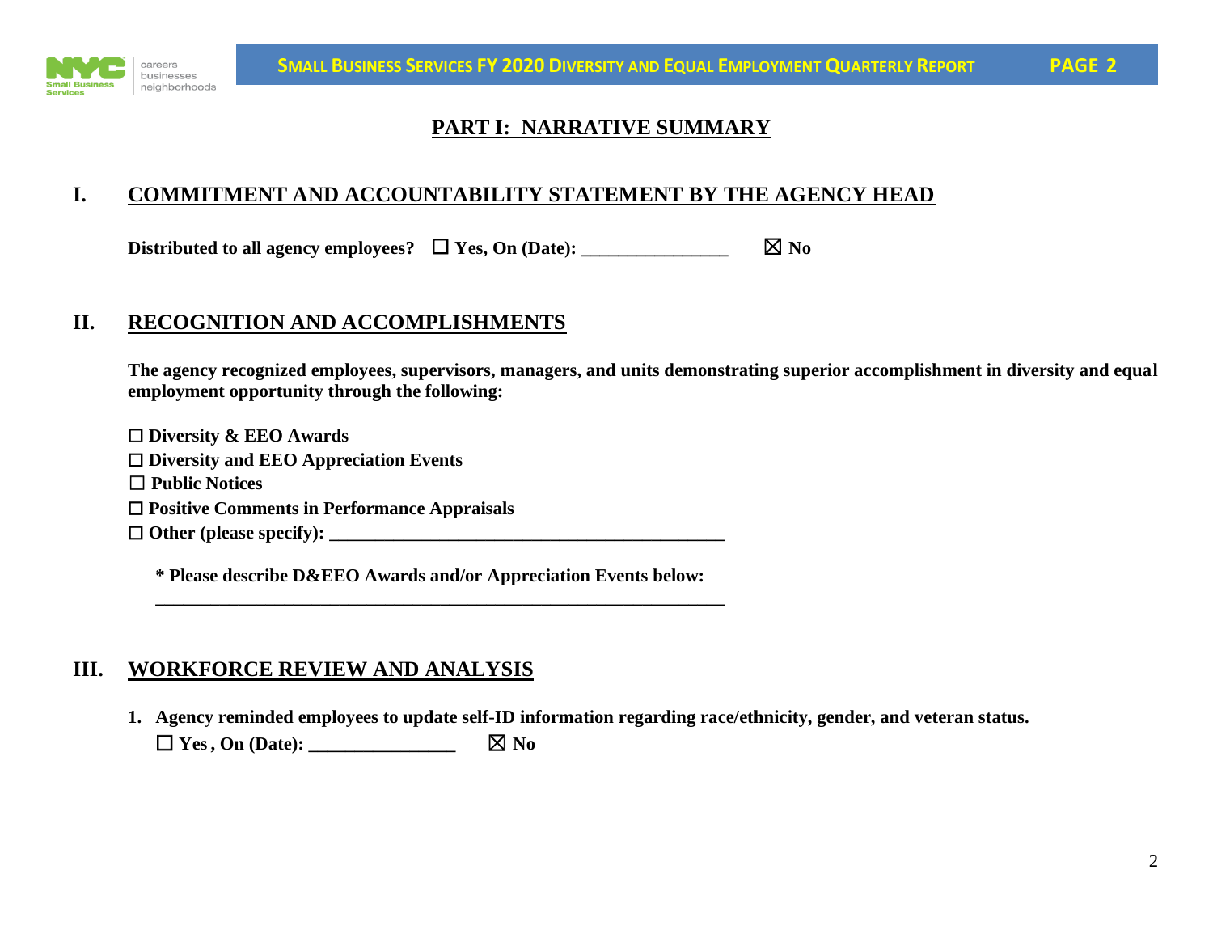## PART I: NARRATIVE SUMMARY

### I. COMMITMENT AND ACCOUNTABILITY STATEMENT BY THE AGENCY HEAD

**Distributed to all agency employees? ☐ Yes, On (Date): ________________ ☒ No**

### II. RECOGNITION AND ACCOMPLISHMENTS

**The agency recognized employees, supervisors, managers, and units demonstrating superior accomplishment in diversity and equal employment opportunity through the following:**

☐ **Diversity & EEO Awards**
☐ **Diversity and EEO Appreciation Events**
☐ **Public Notices**
☐ **Positive Comments in Performance Appraisals**
☐ **Other (please specify): ____________________________________________**

**\* Please describe D&EEO Awards and/or Appreciation Events below:**
**_______________________________________________________________**

### III. WORKFORCE REVIEW AND ANALYSIS

1. **Agency reminded employees to update self-ID information regarding race/ethnicity, gender, and veteran status.**
   ☐ **Yes , On (Date): ________________ ☒ No**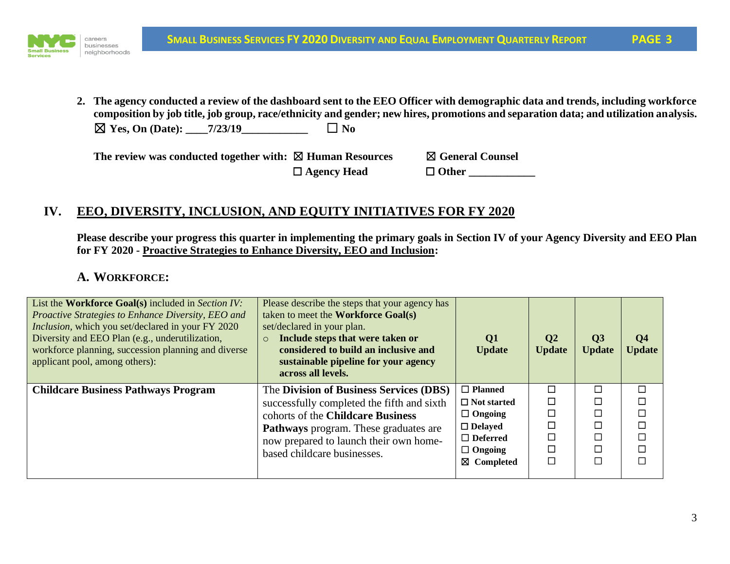2. **The agency conducted a review of the dashboard sent to the EEO Officer with demographic data and trends, including workforce composition by job title, job group, race/ethnicity and gender; new hires, promotions and separation data; and utilization analysis.**

   ☒ **Yes, On (Date): ____7/23/19____________** ☐ **No**

   **The review was conducted together with:** ☒ **Human Resources** ☒ **General Counsel** ☐ **Agency Head** ☐ **Other ____________**

## IV. EEO, DIVERSITY, INCLUSION, AND EQUITY INITIATIVES FOR FY 2020

**Please describe your progress this quarter in implementing the primary goals in Section IV of your Agency Diversity and EEO Plan for FY 2020 - Proactive Strategies to Enhance Diversity, EEO and Inclusion:**

### A. WORKFORCE:

| List the **Workforce Goal(s)** included in *Section IV: Proactive Strategies to Enhance Diversity, EEO and Inclusion,* which you set/declared in your FY 2020 Diversity and EEO Plan (e.g., underutilization, workforce planning, succession planning and diverse applicant pool, among others): | Please describe the steps that your agency has taken to meet the **Workforce Goal(s)** set/declared in your plan.<br>○ **Include steps that were taken or considered to build an inclusive and sustainable pipeline for your agency across all levels.** | **Q1 Update** | **Q2 Update** | **Q3 Update** | **Q4 Update** |
|---|---|---|---|---|---|
| **Childcare Business Pathways Program** | The **Division of Business Services (DBS)** successfully completed the fifth and sixth cohorts of the **Childcare Business Pathways** program. These graduates are now prepared to launch their own home-based childcare businesses. | ☐ **Planned**<br>☐ **Not started**<br>☐ **Ongoing**<br>☐ **Delayed**<br>☐ **Deferred**<br>☐ **Ongoing**<br>☒ **Completed** | ☐<br>☐<br>☐<br>☐<br>☐<br>☐<br>☐ | ☐<br>☐<br>☐<br>☐<br>☐<br>☐<br>☐ | ☐<br>☐<br>☐<br>☐<br>☐<br>☐<br>☐ |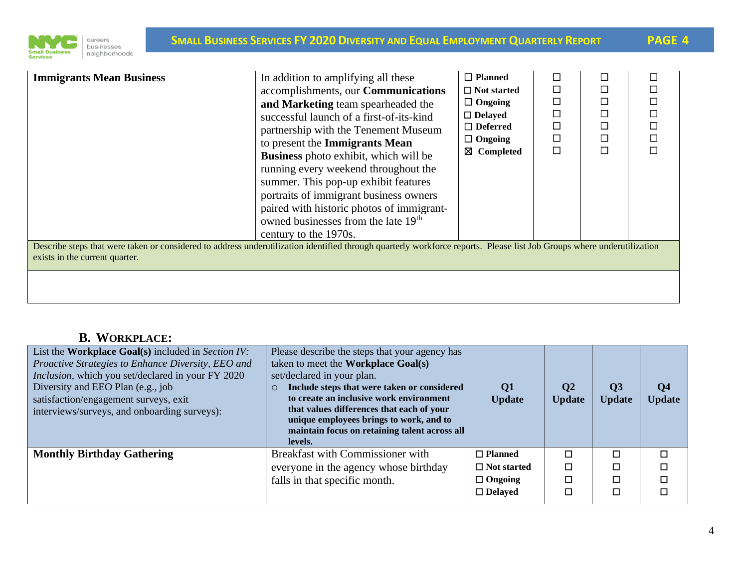| Immigrants Mean Business | In addition to amplifying all these accomplishments, our **Communications and Marketing** team spearheaded the successful launch of a first-of-its-kind partnership with the Tenement Museum to present the **Immigrants Mean Business** photo exhibit, which will be running every weekend throughout the summer. This pop-up exhibit features portraits of immigrant business owners paired with historic photos of immigrant-owned businesses from the late 19th century to the 1970s. | ☐ Planned<br>☐ Not started<br>☐ Ongoing<br>☐ Delayed<br>☐ Deferred<br>☐ Ongoing<br>☒ Completed | ☐<br>☐<br>☐<br>☐<br>☐<br>☐<br>☐ | ☐<br>☐<br>☐<br>☐<br>☐<br>☐<br>☐ | ☐<br>☐<br>☐<br>☐<br>☐<br>☐<br>☐ |
|---|---|---|---|---|---|

Describe steps that were taken or considered to address underutilization identified through quarterly workforce reports. Please list Job Groups where underutilization exists in the current quarter.

## B. WORKPLACE:

| List the **Workplace Goal(s)** included in *Section IV: Proactive Strategies to Enhance Diversity, EEO and Inclusion*, which you set/declared in your FY 2020 Diversity and EEO Plan (e.g., job satisfaction/engagement surveys, exit interviews/surveys, and onboarding surveys): | Please describe the steps that your agency has taken to meet the **Workplace Goal(s)** set/declared in your plan.<br>○ **Include steps that were taken or considered to create an inclusive work environment that values differences that each of your unique employees brings to work, and to maintain focus on retaining talent across all levels.** | **Q1 Update** | **Q2 Update** | **Q3 Update** | **Q4 Update** |
|---|---|---|---|---|---|
| **Monthly Birthday Gathering** | Breakfast with Commissioner with everyone in the agency whose birthday falls in that specific month. | ☐ Planned<br>☐ Not started<br>☐ Ongoing<br>☐ Delayed | ☐<br>☐<br>☐<br>☐ | ☐<br>☐<br>☐<br>☐ | ☐<br>☐<br>☐<br>☐ |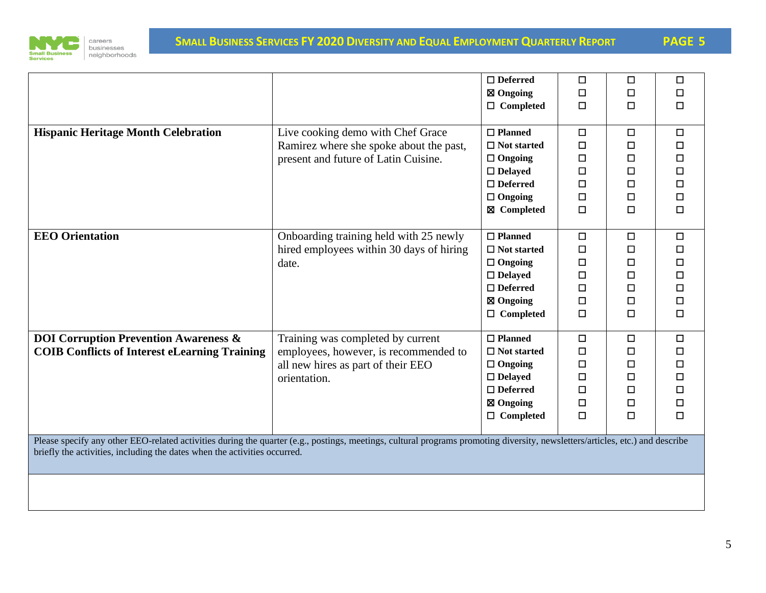| | | | | | |
|---|---|---|---|---|---|
| | | ☐ **Deferred**<br>☒ **Ongoing**<br>☐ **Completed** | ☐<br>☐<br>☐ | ☐<br>☐<br>☐ | ☐<br>☐<br>☐ |
| **Hispanic Heritage Month Celebration** | Live cooking demo with Chef Grace Ramirez where she spoke about the past, present and future of Latin Cuisine. | ☐ **Planned**<br>☐ **Not started**<br>☐ **Ongoing**<br>☐ **Delayed**<br>☐ **Deferred**<br>☐ **Ongoing**<br>☒ **Completed** | ☐<br>☐<br>☐<br>☐<br>☐<br>☐<br>☐ | ☐<br>☐<br>☐<br>☐<br>☐<br>☐<br>☐ | ☐<br>☐<br>☐<br>☐<br>☐<br>☐<br>☐ |
| **EEO Orientation** | Onboarding training held with 25 newly hired employees within 30 days of hiring date. | ☐ **Planned**<br>☐ **Not started**<br>☐ **Ongoing**<br>☐ **Delayed**<br>☐ **Deferred**<br>☒ **Ongoing**<br>☐ **Completed** | ☐<br>☐<br>☐<br>☐<br>☐<br>☐<br>☐ | ☐<br>☐<br>☐<br>☐<br>☐<br>☐<br>☐ | ☐<br>☐<br>☐<br>☐<br>☐<br>☐<br>☐ |
| **DOI Corruption Prevention Awareness & COIB Conflicts of Interest eLearning Training** | Training was completed by current employees, however, is recommended to all new hires as part of their EEO orientation. | ☐ **Planned**<br>☐ **Not started**<br>☐ **Ongoing**<br>☐ **Delayed**<br>☐ **Deferred**<br>☒ **Ongoing**<br>☐ **Completed** | ☐<br>☐<br>☐<br>☐<br>☐<br>☐<br>☐ | ☐<br>☐<br>☐<br>☐<br>☐<br>☐<br>☐ | ☐<br>☐<br>☐<br>☐<br>☐<br>☐<br>☐ |

Please specify any other EEO-related activities during the quarter (e.g., postings, meetings, cultural programs promoting diversity, newsletters/articles, etc.) and describe briefly the activities, including the dates when the activities occurred.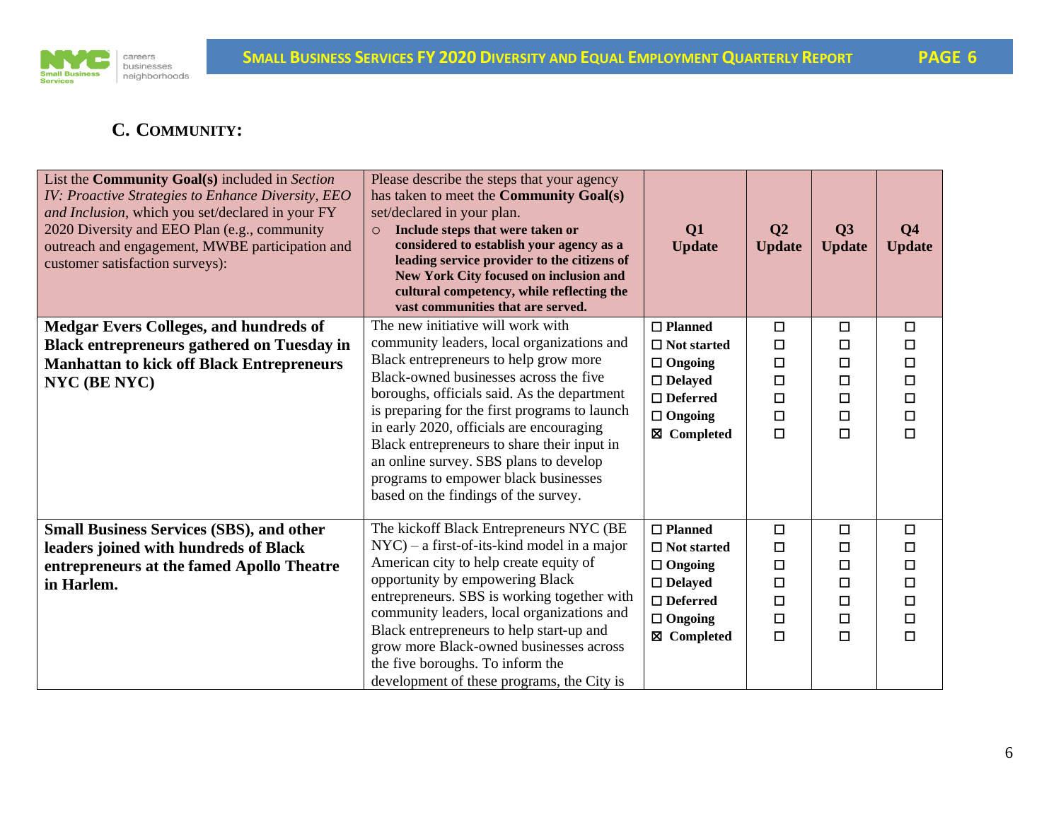## C. Community:

| List the **Community Goal(s)** included in *Section IV: Proactive Strategies to Enhance Diversity, EEO and Inclusion*, which you set/declared in your FY 2020 Diversity and EEO Plan (e.g., community outreach and engagement, MWBE participation and customer satisfaction surveys): | Please describe the steps that your agency has taken to meet the **Community Goal(s)** set/declared in your plan.<br>○ **Include steps that were taken or considered to establish your agency as a leading service provider to the citizens of New York City focused on inclusion and cultural competency, while reflecting the vast communities that are served.** | Q1 Update | Q2 Update | Q3 Update | Q4 Update |
|---|---|---|---|---|---|
| **Medgar Evers Colleges, and hundreds of Black entrepreneurs gathered on Tuesday in Manhattan to kick off Black Entrepreneurs NYC (BE NYC)** | The new initiative will work with community leaders, local organizations and Black entrepreneurs to help grow more Black-owned businesses across the five boroughs, officials said. As the department is preparing for the first programs to launch in early 2020, officials are encouraging Black entrepreneurs to share their input in an online survey. SBS plans to develop programs to empower black businesses based on the findings of the survey. | ☐ **Planned**<br>☐ **Not started**<br>☐ **Ongoing**<br>☐ **Delayed**<br>☐ **Deferred**<br>☐ **Ongoing**<br>☒ **Completed** | ☐<br>☐<br>☐<br>☐<br>☐<br>☐<br>☐ | ☐<br>☐<br>☐<br>☐<br>☐<br>☐<br>☐ | ☐<br>☐<br>☐<br>☐<br>☐<br>☐<br>☐ |
| **Small Business Services (SBS), and other leaders joined with hundreds of Black entrepreneurs at the famed Apollo Theatre in Harlem.** | The kickoff Black Entrepreneurs NYC (BE NYC) – a first-of-its-kind model in a major American city to help create equity of opportunity by empowering Black entrepreneurs. SBS is working together with community leaders, local organizations and Black entrepreneurs to help start-up and grow more Black-owned businesses across the five boroughs. To inform the development of these programs, the City is | ☐ **Planned**<br>☐ **Not started**<br>☐ **Ongoing**<br>☐ **Delayed**<br>☐ **Deferred**<br>☐ **Ongoing**<br>☒ **Completed** | ☐<br>☐<br>☐<br>☐<br>☐<br>☐<br>☐ | ☐<br>☐<br>☐<br>☐<br>☐<br>☐<br>☐ | ☐<br>☐<br>☐<br>☐<br>☐<br>☐<br>☐ |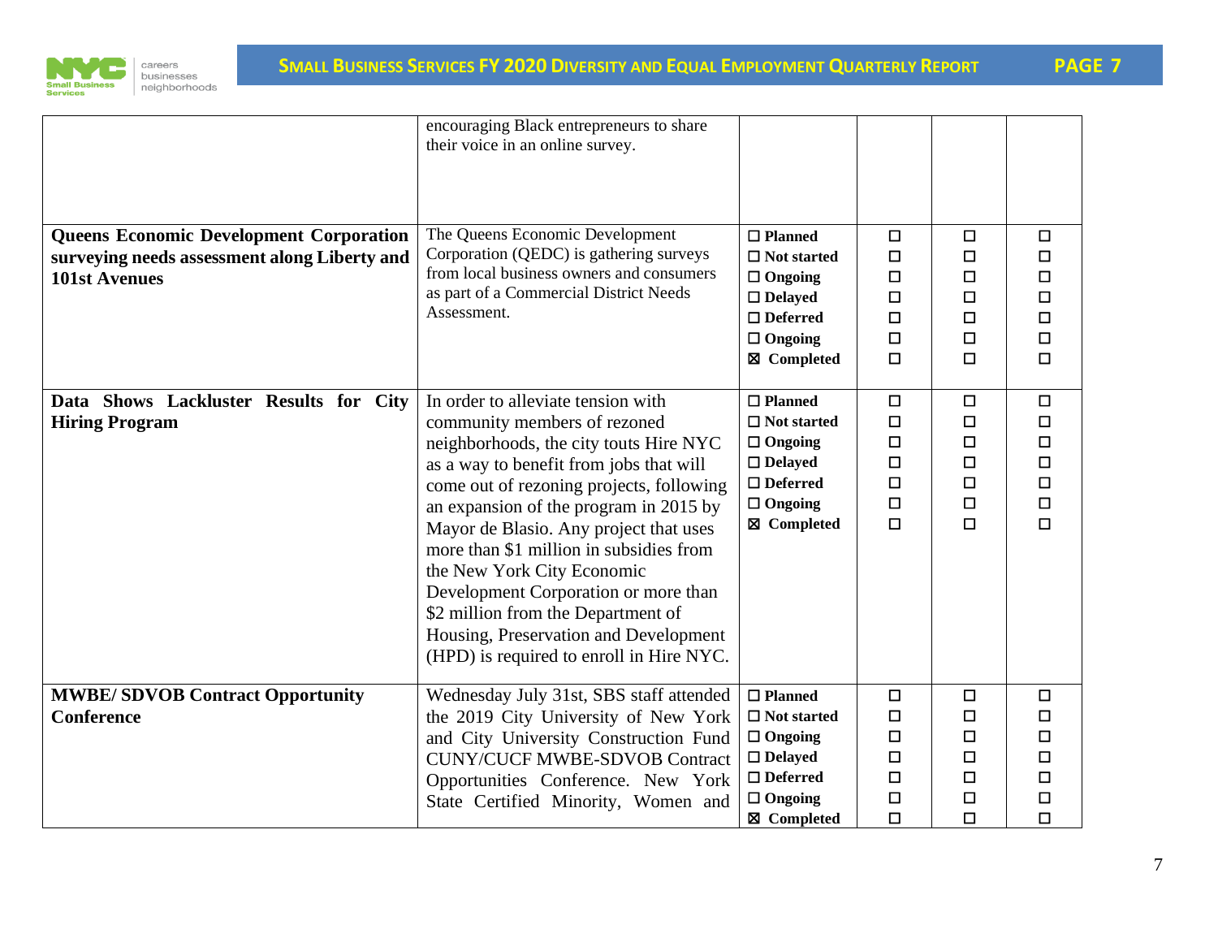| | | | | | |
|---|---|---|---|---|---|
| | encouraging Black entrepreneurs to share their voice in an online survey. | | | | |
| **Queens Economic Development Corporation surveying needs assessment along Liberty and 101st Avenues** | The Queens Economic Development Corporation (QEDC) is gathering surveys from local business owners and consumers as part of a Commercial District Needs Assessment. | ☐ **Planned**<br>☐ **Not started**<br>☐ **Ongoing**<br>☐ **Delayed**<br>☐ **Deferred**<br>☐ **Ongoing**<br>☒ **Completed** | ☐<br>☐<br>☐<br>☐<br>☐<br>☐<br>☐ | ☐<br>☐<br>☐<br>☐<br>☐<br>☐<br>☐ | ☐<br>☐<br>☐<br>☐<br>☐<br>☐<br>☐ |
| **Data Shows Lackluster Results for City Hiring Program** | In order to alleviate tension with community members of rezoned neighborhoods, the city touts Hire NYC as a way to benefit from jobs that will come out of rezoning projects, following an expansion of the program in 2015 by Mayor de Blasio. Any project that uses more than $1 million in subsidies from the New York City Economic Development Corporation or more than $2 million from the Department of Housing, Preservation and Development (HPD) is required to enroll in Hire NYC. | ☐ **Planned**<br>☐ **Not started**<br>☐ **Ongoing**<br>☐ **Delayed**<br>☐ **Deferred**<br>☐ **Ongoing**<br>☒ **Completed** | ☐<br>☐<br>☐<br>☐<br>☐<br>☐<br>☐ | ☐<br>☐<br>☐<br>☐<br>☐<br>☐<br>☐ | ☐<br>☐<br>☐<br>☐<br>☐<br>☐<br>☐ |
| **MWBE/ SDVOB Contract Opportunity Conference** | Wednesday July 31st, SBS staff attended the 2019 City University of New York and City University Construction Fund CUNY/CUCF MWBE-SDVOB Contract Opportunities Conference. New York State Certified Minority, Women and | ☐ **Planned**<br>☐ **Not started**<br>☐ **Ongoing**<br>☐ **Delayed**<br>☐ **Deferred**<br>☐ **Ongoing**<br>☒ **Completed** | ☐<br>☐<br>☐<br>☐<br>☐<br>☐<br>☐ | ☐<br>☐<br>☐<br>☐<br>☐<br>☐<br>☐ | ☐<br>☐<br>☐<br>☐<br>☐<br>☐<br>☐ |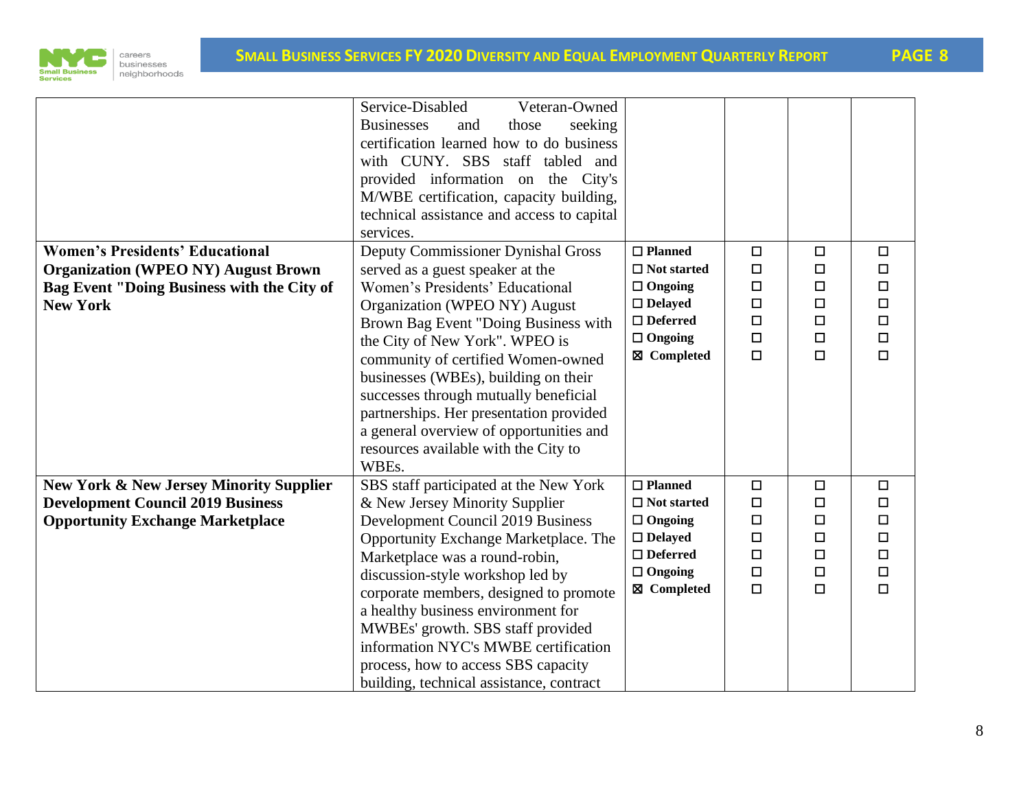| | | | | | |
|---|---|---|---|---|---|
| | Service-Disabled Veteran-Owned Businesses and those seeking certification learned how to do business with CUNY. SBS staff tabled and provided information on the City's M/WBE certification, capacity building, technical assistance and access to capital services. | | | | |
| **Women's Presidents' Educational Organization (WPEO NY) August Brown Bag Event "Doing Business with the City of New York** | Deputy Commissioner Dynishal Gross served as a guest speaker at the Women's Presidents' Educational Organization (WPEO NY) August Brown Bag Event "Doing Business with the City of New York". WPEO is community of certified Women-owned businesses (WBEs), building on their successes through mutually beneficial partnerships. Her presentation provided a general overview of opportunities and resources available with the City to WBEs. | ☐ **Planned**<br>☐ **Not started**<br>☐ **Ongoing**<br>☐ **Delayed**<br>☐ **Deferred**<br>☐ **Ongoing**<br>☒ **Completed** | ☐<br>☐<br>☐<br>☐<br>☐<br>☐<br>☐ | ☐<br>☐<br>☐<br>☐<br>☐<br>☐<br>☐ | ☐<br>☐<br>☐<br>☐<br>☐<br>☐<br>☐ |
| **New York & New Jersey Minority Supplier Development Council 2019 Business Opportunity Exchange Marketplace** | SBS staff participated at the New York & New Jersey Minority Supplier Development Council 2019 Business Opportunity Exchange Marketplace. The Marketplace was a round-robin, discussion-style workshop led by corporate members, designed to promote a healthy business environment for MWBEs' growth. SBS staff provided information NYC's MWBE certification process, how to access SBS capacity building, technical assistance, contract | ☐ **Planned**<br>☐ **Not started**<br>☐ **Ongoing**<br>☐ **Delayed**<br>☐ **Deferred**<br>☐ **Ongoing**<br>☒ **Completed** | ☐<br>☐<br>☐<br>☐<br>☐<br>☐<br>☐ | ☐<br>☐<br>☐<br>☐<br>☐<br>☐<br>☐ | ☐<br>☐<br>☐<br>☐<br>☐<br>☐<br>☐ |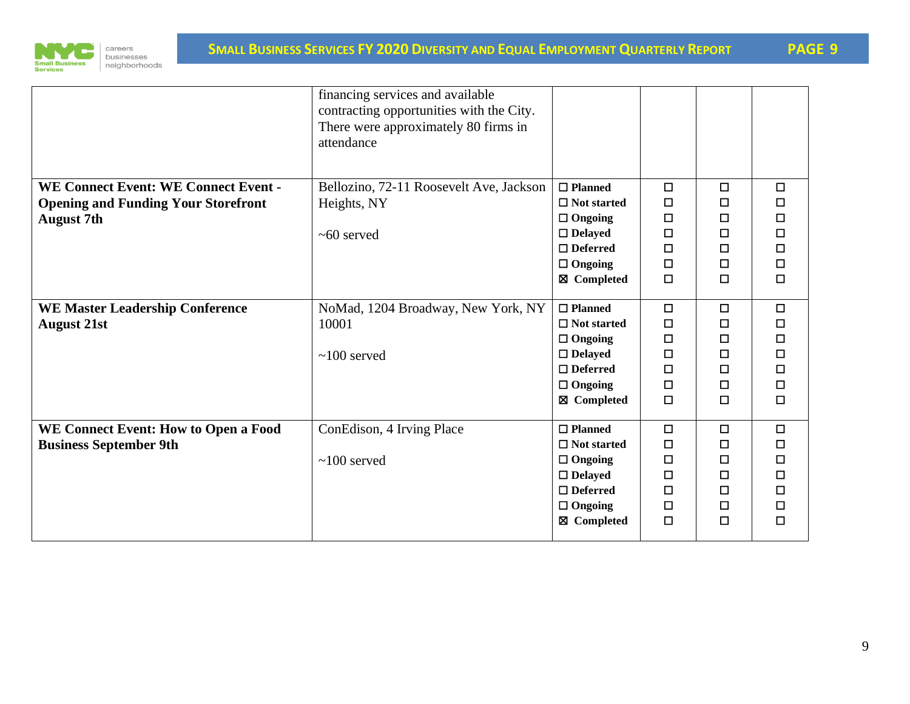| | | | | | |
|---|---|---|---|---|---|
| | financing services and available contracting opportunities with the City. There were approximately 80 firms in attendance | | | | |
| **WE Connect Event: WE Connect Event - Opening and Funding Your Storefront August 7th** | Bellozino, 72-11 Roosevelt Ave, Jackson Heights, NY<br><br>~60 served | ☐ **Planned**<br>☐ **Not started**<br>☐ **Ongoing**<br>☐ **Delayed**<br>☐ **Deferred**<br>☐ **Ongoing**<br>☒ **Completed** | ☐<br>☐<br>☐<br>☐<br>☐<br>☐<br>☐ | ☐<br>☐<br>☐<br>☐<br>☐<br>☐<br>☐ | ☐<br>☐<br>☐<br>☐<br>☐<br>☐<br>☐ |
| **WE Master Leadership Conference August 21st** | NoMad, 1204 Broadway, New York, NY 10001<br><br>~100 served | ☐ **Planned**<br>☐ **Not started**<br>☐ **Ongoing**<br>☐ **Delayed**<br>☐ **Deferred**<br>☐ **Ongoing**<br>☒ **Completed** | ☐<br>☐<br>☐<br>☐<br>☐<br>☐<br>☐ | ☐<br>☐<br>☐<br>☐<br>☐<br>☐<br>☐ | ☐<br>☐<br>☐<br>☐<br>☐<br>☐<br>☐ |
| **WE Connect Event: How to Open a Food Business September 9th** | ConEdison, 4 Irving Place<br><br>~100 served | ☐ **Planned**<br>☐ **Not started**<br>☐ **Ongoing**<br>☐ **Delayed**<br>☐ **Deferred**<br>☐ **Ongoing**<br>☒ **Completed** | ☐<br>☐<br>☐<br>☐<br>☐<br>☐<br>☐ | ☐<br>☐<br>☐<br>☐<br>☐<br>☐<br>☐ | ☐<br>☐<br>☐<br>☐<br>☐<br>☐<br>☐ |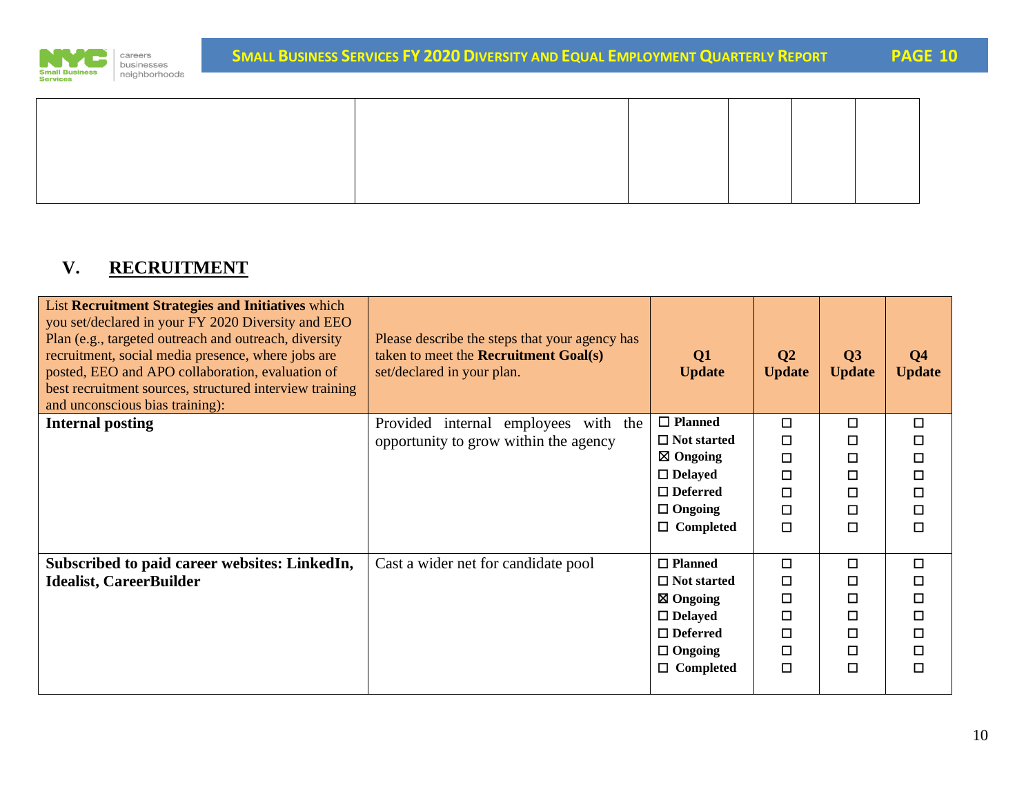| | | | | | |
|---|---|---|---|---|---|
| | | | | | |

## V. RECRUITMENT

| List **Recruitment Strategies and Initiatives** which you set/declared in your FY 2020 Diversity and EEO Plan (e.g., targeted outreach and outreach, diversity recruitment, social media presence, where jobs are posted, EEO and APO collaboration, evaluation of best recruitment sources, structured interview training and unconscious bias training): | Please describe the steps that your agency has taken to meet the **Recruitment Goal(s)** set/declared in your plan. | **Q1 Update** | **Q2 Update** | **Q3 Update** | **Q4 Update** |
|---|---|---|---|---|---|
| **Internal posting** | Provided internal employees with the opportunity to grow within the agency | ☐ **Planned**<br>☐ **Not started**<br>☒ **Ongoing**<br>☐ **Delayed**<br>☐ **Deferred**<br>☐ **Ongoing**<br>☐ **Completed** | ☐<br>☐<br>☐<br>☐<br>☐<br>☐<br>☐ | ☐<br>☐<br>☐<br>☐<br>☐<br>☐<br>☐ | ☐<br>☐<br>☐<br>☐<br>☐<br>☐<br>☐ |
| **Subscribed to paid career websites: LinkedIn, Idealist, CareerBuilder** | Cast a wider net for candidate pool | ☐ **Planned**<br>☐ **Not started**<br>☒ **Ongoing**<br>☐ **Delayed**<br>☐ **Deferred**<br>☐ **Ongoing**<br>☐ **Completed** | ☐<br>☐<br>☐<br>☐<br>☐<br>☐<br>☐ | ☐<br>☐<br>☐<br>☐<br>☐<br>☐<br>☐ | ☐<br>☐<br>☐<br>☐<br>☐<br>☐<br>☐ |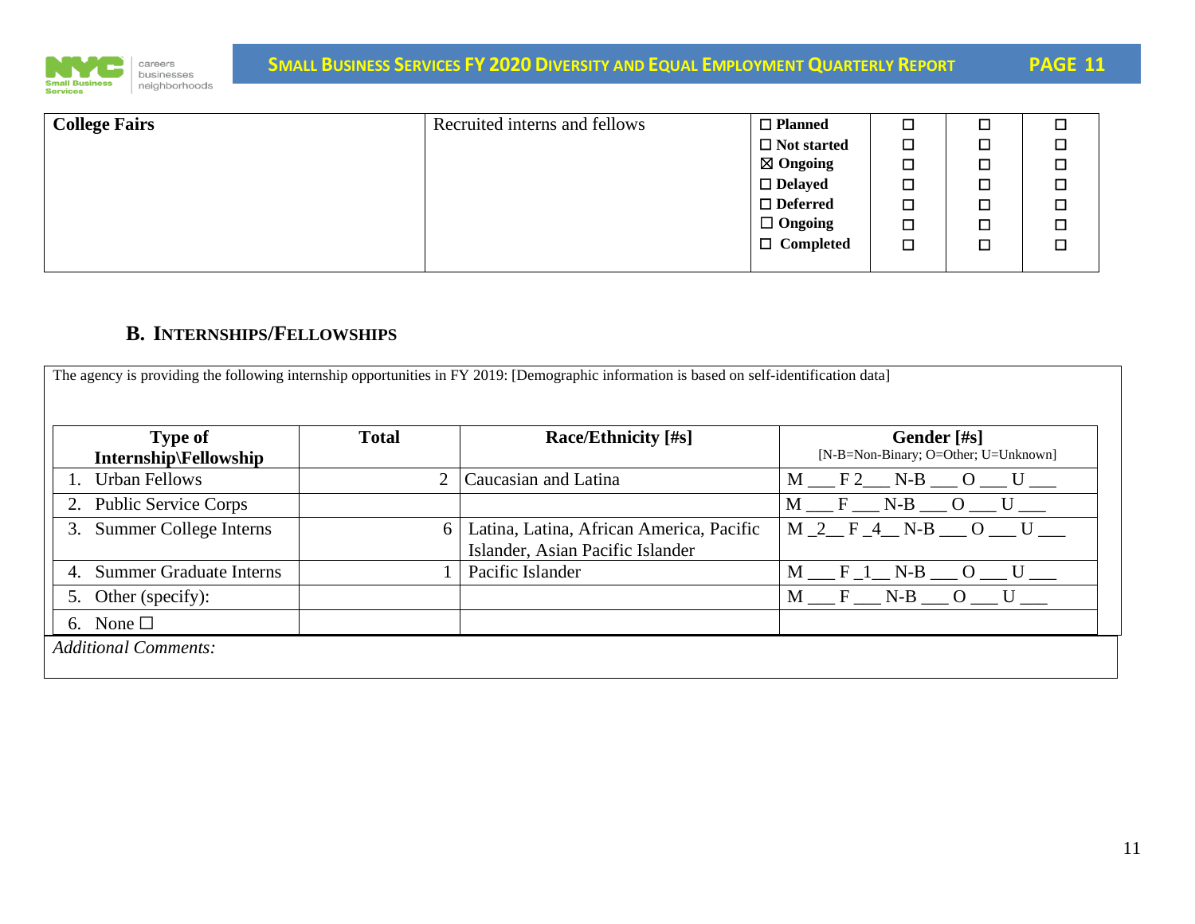| College Fairs | Recruited interns and fellows | ☐ Planned<br>☐ Not started<br>☒ Ongoing<br>☐ Delayed<br>☐ Deferred<br>☐ Ongoing<br>☐ Completed | ☐<br>☐<br>☐<br>☐<br>☐<br>☐<br>☐ | ☐<br>☐<br>☐<br>☐<br>☐<br>☐<br>☐ | ☐<br>☐<br>☐<br>☐<br>☐<br>☐<br>☐ |
|---|---|---|---|---|---|

## B. Internships/Fellowships

The agency is providing the following internship opportunities in FY 2019: [Demographic information is based on self-identification data]

| Type of Internship\Fellowship | Total | Race/Ethnicity [#s] | Gender [#s]<br>[N-B=Non-Binary; O=Other; U=Unknown] |
|---|---|---|---|
| 1. Urban Fellows | 2 | Caucasian and Latina | M ___ F 2___ N-B ___ O ___ U ___ |
| 2. Public Service Corps | | | M ___ F ___ N-B ___ O ___ U ___ |
| 3. Summer College Interns | 6 | Latina, Latina, African America, Pacific Islander, Asian Pacific Islander | M _2__ F _4__ N-B ___ O ___ U ___ |
| 4. Summer Graduate Interns | 1 | Pacific Islander | M ___ F _1__ N-B ___ O ___ U ___ |
| 5. Other (specify): | | | M ___ F ___ N-B ___ O ___ U ___ |
| 6. None ☐ | | | |

*Additional Comments:*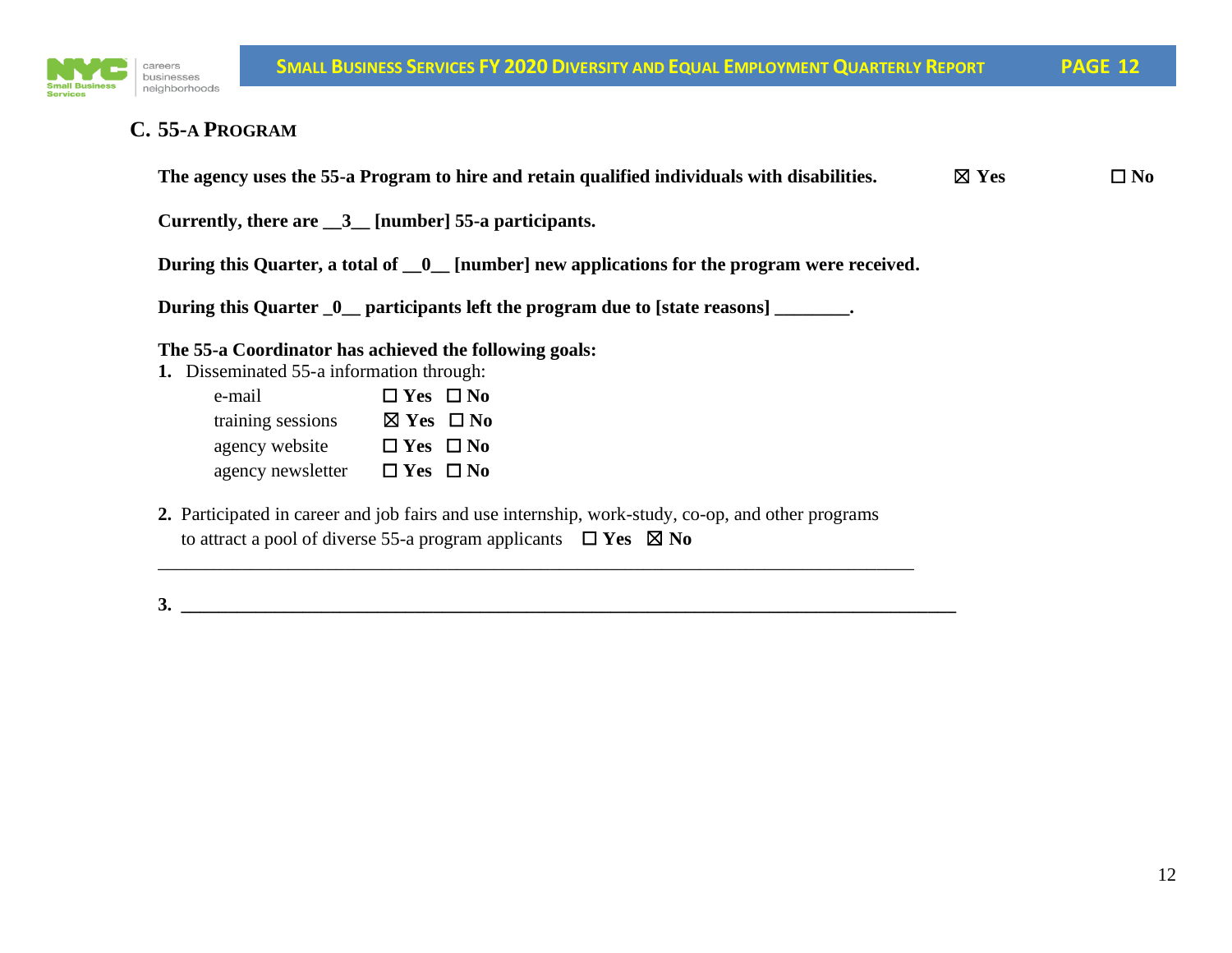## C. 55-a Program

**The agency uses the 55-a Program to hire and retain qualified individuals with disabilities.** ☒ **Yes** ☐ **No**

**Currently, there are \_\_3\_\_ [number] 55-a participants.**

**During this Quarter, a total of \_\_0\_\_ [number] new applications for the program were received.**

**During this Quarter \_0\_\_ participants left the program due to [state reasons] \_\_\_\_\_\_\_\_.**

**The 55-a Coordinator has achieved the following goals:**

**1.** Disseminated 55-a information through:

| | |
|---|---|
| e-mail | ☐ **Yes** ☐ **No** |
| training sessions | ☒ **Yes** ☐ **No** |
| agency website | ☐ **Yes** ☐ **No** |
| agency newsletter | ☐ **Yes** ☐ **No** |

**2.** Participated in career and job fairs and use internship, work-study, co-op, and other programs to attract a pool of diverse 55-a program applicants ☐ **Yes** ☒ **No**

\_\_\_\_\_\_\_\_\_\_\_\_\_\_\_\_\_\_\_\_\_\_\_\_\_\_\_\_\_\_\_\_\_\_\_\_\_\_\_\_\_\_\_\_\_\_\_\_\_\_\_\_\_\_\_\_\_\_\_\_\_\_\_\_\_\_\_\_\_\_\_\_\_\_\_\_

**3.** \_\_\_\_\_\_\_\_\_\_\_\_\_\_\_\_\_\_\_\_\_\_\_\_\_\_\_\_\_\_\_\_\_\_\_\_\_\_\_\_\_\_\_\_\_\_\_\_\_\_\_\_\_\_\_\_\_\_\_\_\_\_\_\_\_\_\_\_\_\_\_\_\_\_\_\_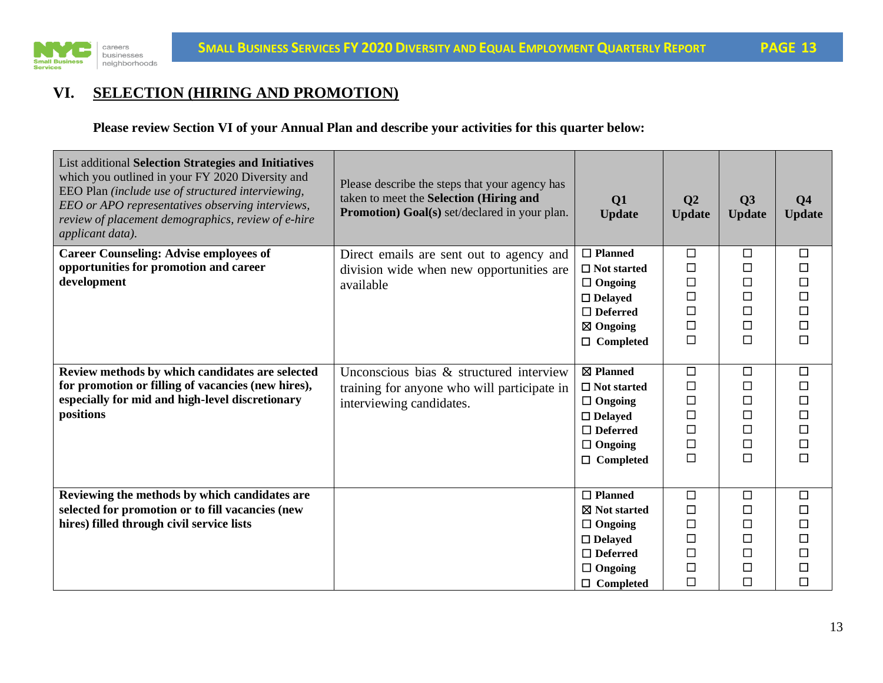## VI. SELECTION (HIRING AND PROMOTION)

**Please review Section VI of your Annual Plan and describe your activities for this quarter below:**

| List additional **Selection Strategies and Initiatives** which you outlined in your FY 2020 Diversity and EEO Plan *(include use of structured interviewing, EEO or APO representatives observing interviews, review of placement demographics, review of e-hire applicant data).* | Please describe the steps that your agency has taken to meet the **Selection (Hiring and Promotion) Goal(s)** set/declared in your plan. | **Q1 Update** | **Q2 Update** | **Q3 Update** | **Q4 Update** |
|---|---|---|---|---|---|
| **Career Counseling: Advise employees of opportunities for promotion and career development** | Direct emails are sent out to agency and division wide when new opportunities are available | ☐ **Planned**<br>☐ **Not started**<br>☐ **Ongoing**<br>☐ **Delayed**<br>☐ **Deferred**<br>☒ **Ongoing**<br>☐ **Completed** | ☐<br>☐<br>☐<br>☐<br>☐<br>☐<br>☐ | ☐<br>☐<br>☐<br>☐<br>☐<br>☐<br>☐ | ☐<br>☐<br>☐<br>☐<br>☐<br>☐<br>☐ |
| **Review methods by which candidates are selected for promotion or filling of vacancies (new hires), especially for mid and high-level discretionary positions** | Unconscious bias & structured interview training for anyone who will participate in interviewing candidates. | ☒ **Planned**<br>☐ **Not started**<br>☐ **Ongoing**<br>☐ **Delayed**<br>☐ **Deferred**<br>☐ **Ongoing**<br>☐ **Completed** | ☐<br>☐<br>☐<br>☐<br>☐<br>☐<br>☐ | ☐<br>☐<br>☐<br>☐<br>☐<br>☐<br>☐ | ☐<br>☐<br>☐<br>☐<br>☐<br>☐<br>☐ |
| **Reviewing the methods by which candidates are selected for promotion or to fill vacancies (new hires) filled through civil service lists** | | ☐ **Planned**<br>☒ **Not started**<br>☐ **Ongoing**<br>☐ **Delayed**<br>☐ **Deferred**<br>☐ **Ongoing**<br>☐ **Completed** | ☐<br>☐<br>☐<br>☐<br>☐<br>☐<br>☐ | ☐<br>☐<br>☐<br>☐<br>☐<br>☐<br>☐ | ☐<br>☐<br>☐<br>☐<br>☐<br>☐<br>☐ |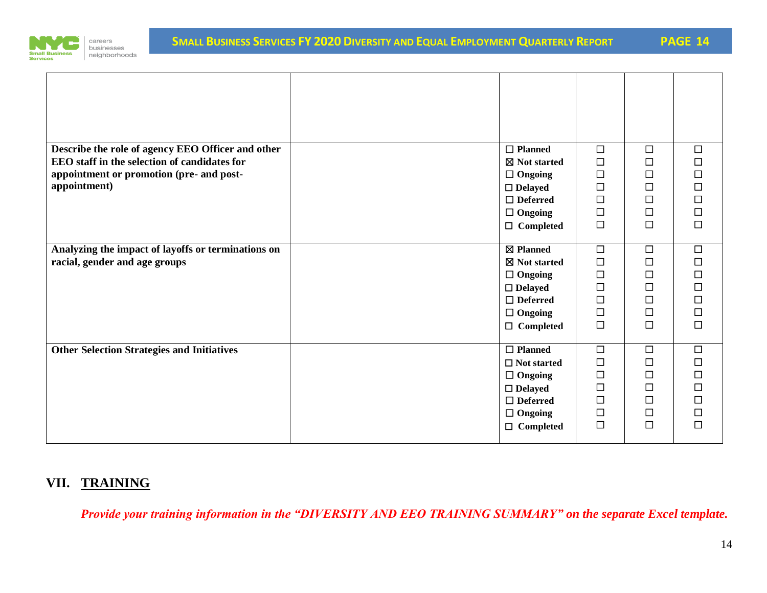| | | | | | |
|---|---|---|---|---|---|
| | | | | | |
| **Describe the role of agency EEO Officer and other EEO staff in the selection of candidates for appointment or promotion (pre- and post-appointment)** | | ☐ **Planned**<br>☒ **Not started**<br>☐ **Ongoing**<br>☐ **Delayed**<br>☐ **Deferred**<br>☐ **Ongoing**<br>☐ **Completed** | ☐<br>☐<br>☐<br>☐<br>☐<br>☐<br>☐ | ☐<br>☐<br>☐<br>☐<br>☐<br>☐<br>☐ | ☐<br>☐<br>☐<br>☐<br>☐<br>☐<br>☐ |
| **Analyzing the impact of layoffs or terminations on racial, gender and age groups** | | ☒ **Planned**<br>☒ **Not started**<br>☐ **Ongoing**<br>☐ **Delayed**<br>☐ **Deferred**<br>☐ **Ongoing**<br>☐ **Completed** | ☐<br>☐<br>☐<br>☐<br>☐<br>☐<br>☐ | ☐<br>☐<br>☐<br>☐<br>☐<br>☐<br>☐ | ☐<br>☐<br>☐<br>☐<br>☐<br>☐<br>☐ |
| **Other Selection Strategies and Initiatives** | | ☐ **Planned**<br>☐ **Not started**<br>☐ **Ongoing**<br>☐ **Delayed**<br>☐ **Deferred**<br>☐ **Ongoing**<br>☐ **Completed** | ☐<br>☐<br>☐<br>☐<br>☐<br>☐<br>☐ | ☐<br>☐<br>☐<br>☐<br>☐<br>☐<br>☐ | ☐<br>☐<br>☐<br>☐<br>☐<br>☐<br>☐ |

## VII. TRAINING

***Provide your training information in the "DIVERSITY AND EEO TRAINING SUMMARY" on the separate Excel template.***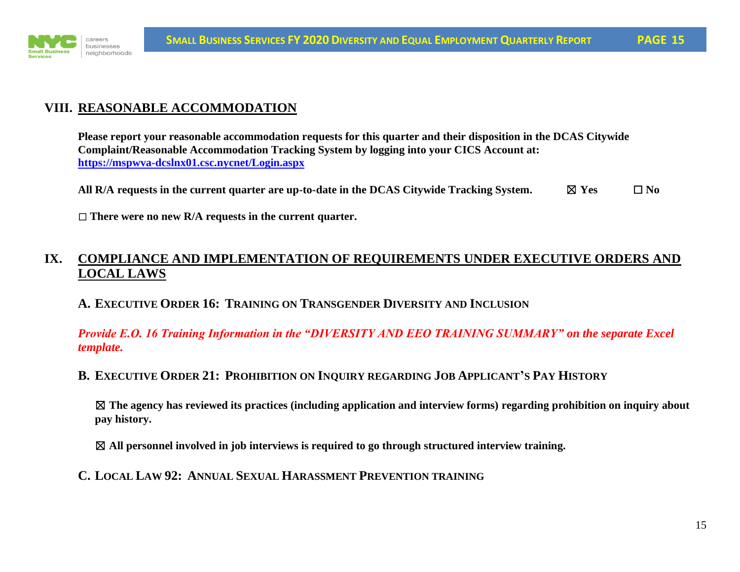## VIII. REASONABLE ACCOMMODATION

**Please report your reasonable accommodation requests for this quarter and their disposition in the DCAS Citywide Complaint/Reasonable Accommodation Tracking System by logging into your CICS Account at: [https://mspwva-dcslnx01.csc.nycnet/Login.aspx](https://mspwva-dcslnx01.csc.nycnet/Login.aspx)**

**All R/A requests in the current quarter are up-to-date in the DCAS Citywide Tracking System.** ☒ **Yes** ☐ **No**

☐ **There were no new R/A requests in the current quarter.**

## IX. COMPLIANCE AND IMPLEMENTATION OF REQUIREMENTS UNDER EXECUTIVE ORDERS AND LOCAL LAWS

### A. EXECUTIVE ORDER 16: TRAINING ON TRANSGENDER DIVERSITY AND INCLUSION

***Provide E.O. 16 Training Information in the "DIVERSITY AND EEO TRAINING SUMMARY" on the separate Excel template.***

### B. EXECUTIVE ORDER 21: PROHIBITION ON INQUIRY REGARDING JOB APPLICANT'S PAY HISTORY

☒ **The agency has reviewed its practices (including application and interview forms) regarding prohibition on inquiry about pay history.**

☒ **All personnel involved in job interviews is required to go through structured interview training.**

### C. LOCAL LAW 92: ANNUAL SEXUAL HARASSMENT PREVENTION TRAINING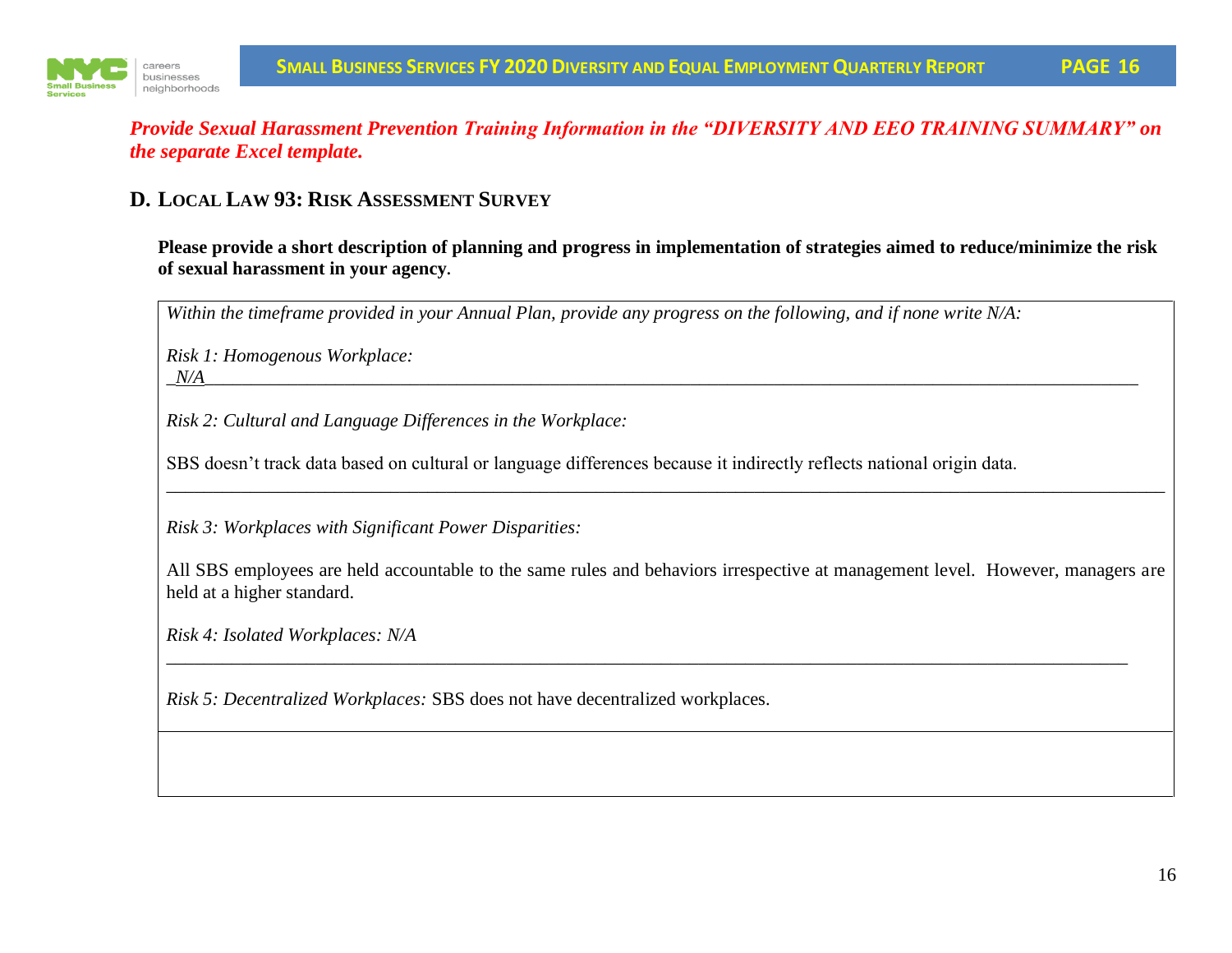*Provide Sexual Harassment Prevention Training Information in the "DIVERSITY AND EEO TRAINING SUMMARY" on the separate Excel template.*

## D. Local Law 93: Risk Assessment Survey

**Please provide a short description of planning and progress in implementation of strategies aimed to reduce/minimize the risk of sexual harassment in your agency.**

*Within the timeframe provided in your Annual Plan, provide any progress on the following, and if none write N/A:*

*Risk 1: Homogenous Workplace:*
*N/A*

*Risk 2: Cultural and Language Differences in the Workplace:*

SBS doesn't track data based on cultural or language differences because it indirectly reflects national origin data.

*Risk 3: Workplaces with Significant Power Disparities:*

All SBS employees are held accountable to the same rules and behaviors irrespective at management level. However, managers are held at a higher standard.

*Risk 4: Isolated Workplaces: N/A*

*Risk 5: Decentralized Workplaces:* SBS does not have decentralized workplaces.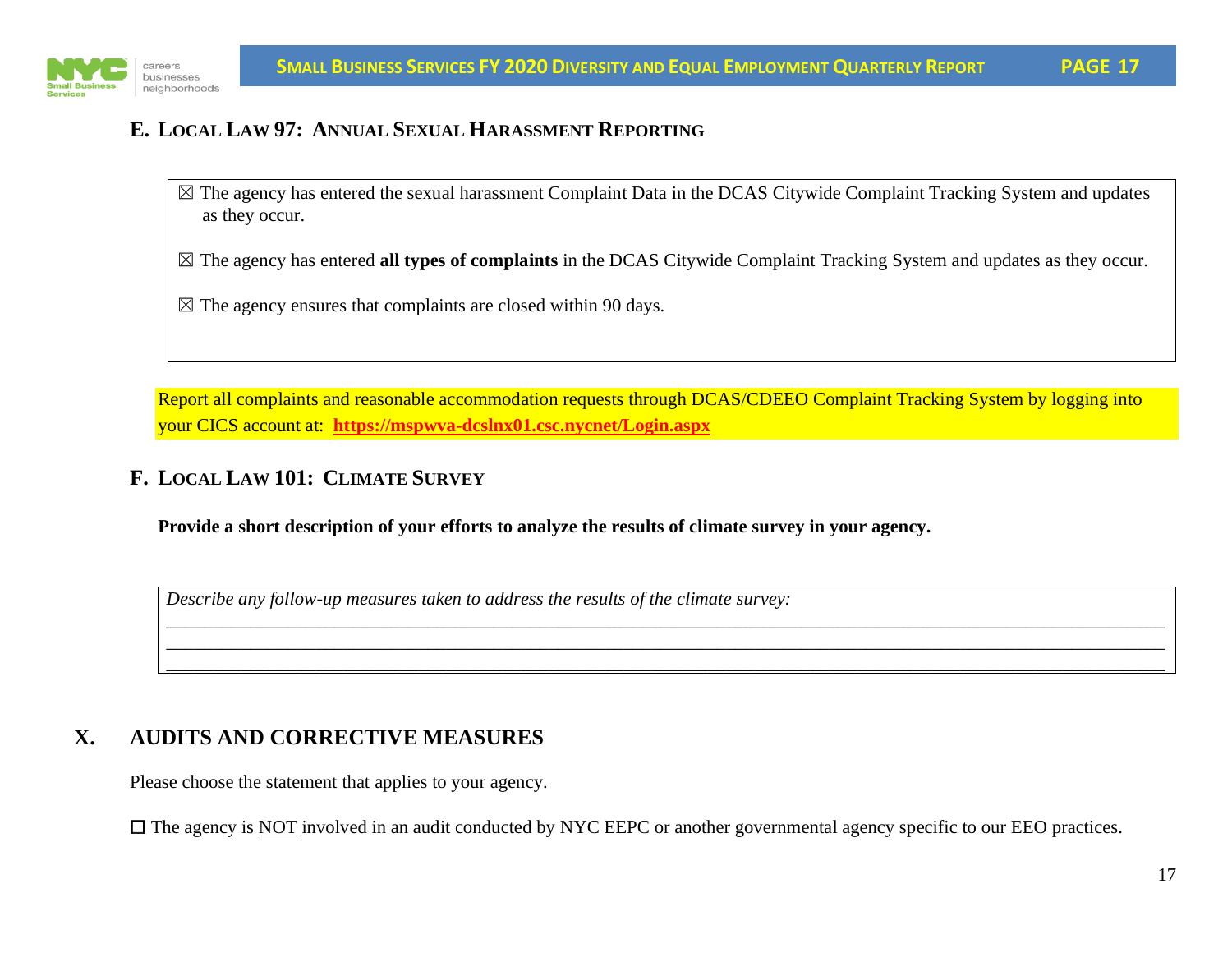### E. Local Law 97: Annual Sexual Harassment Reporting

☒ The agency has entered the sexual harassment Complaint Data in the DCAS Citywide Complaint Tracking System and updates as they occur.

☒ The agency has entered **all types of complaints** in the DCAS Citywide Complaint Tracking System and updates as they occur.

☒ The agency ensures that complaints are closed within 90 days.

Report all complaints and reasonable accommodation requests through DCAS/CDEEO Complaint Tracking System by logging into your CICS account at: **https://mspwva-dcslnx01.csc.nycnet/Login.aspx**

### F. Local Law 101: Climate Survey

**Provide a short description of your efforts to analyze the results of climate survey in your agency.**

*Describe any follow-up measures taken to address the results of the climate survey:*
___________________________________________________________________________
___________________________________________________________________________
___________________________________________________________________________

## X. AUDITS AND CORRECTIVE MEASURES

Please choose the statement that applies to your agency.

☐ The agency is NOT involved in an audit conducted by NYC EEPC or another governmental agency specific to our EEO practices.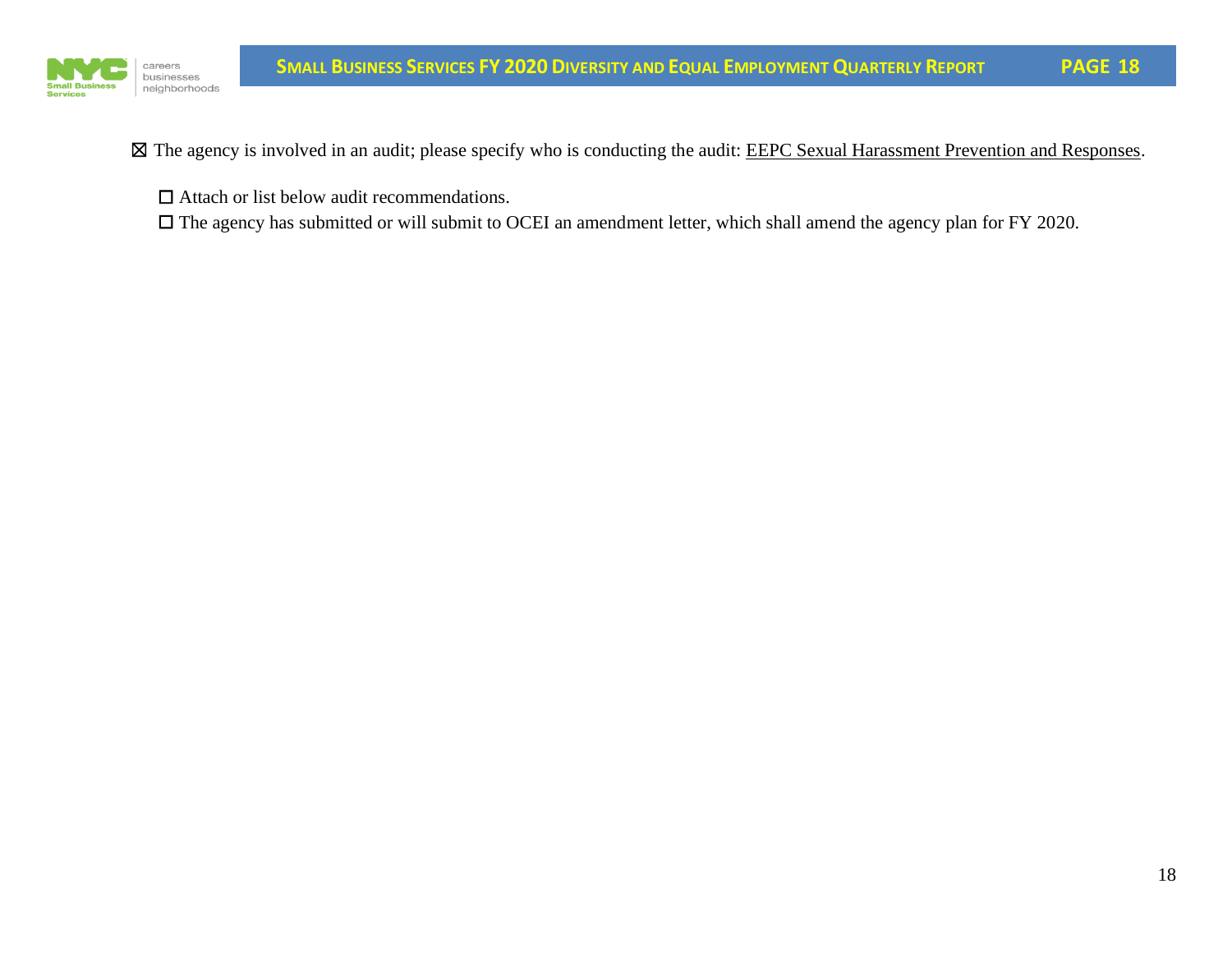☒ The agency is involved in an audit; please specify who is conducting the audit: <u>EEPC Sexual Harassment Prevention and Responses</u>.

☐ Attach or list below audit recommendations.

☐ The agency has submitted or will submit to OCEI an amendment letter, which shall amend the agency plan for FY 2020.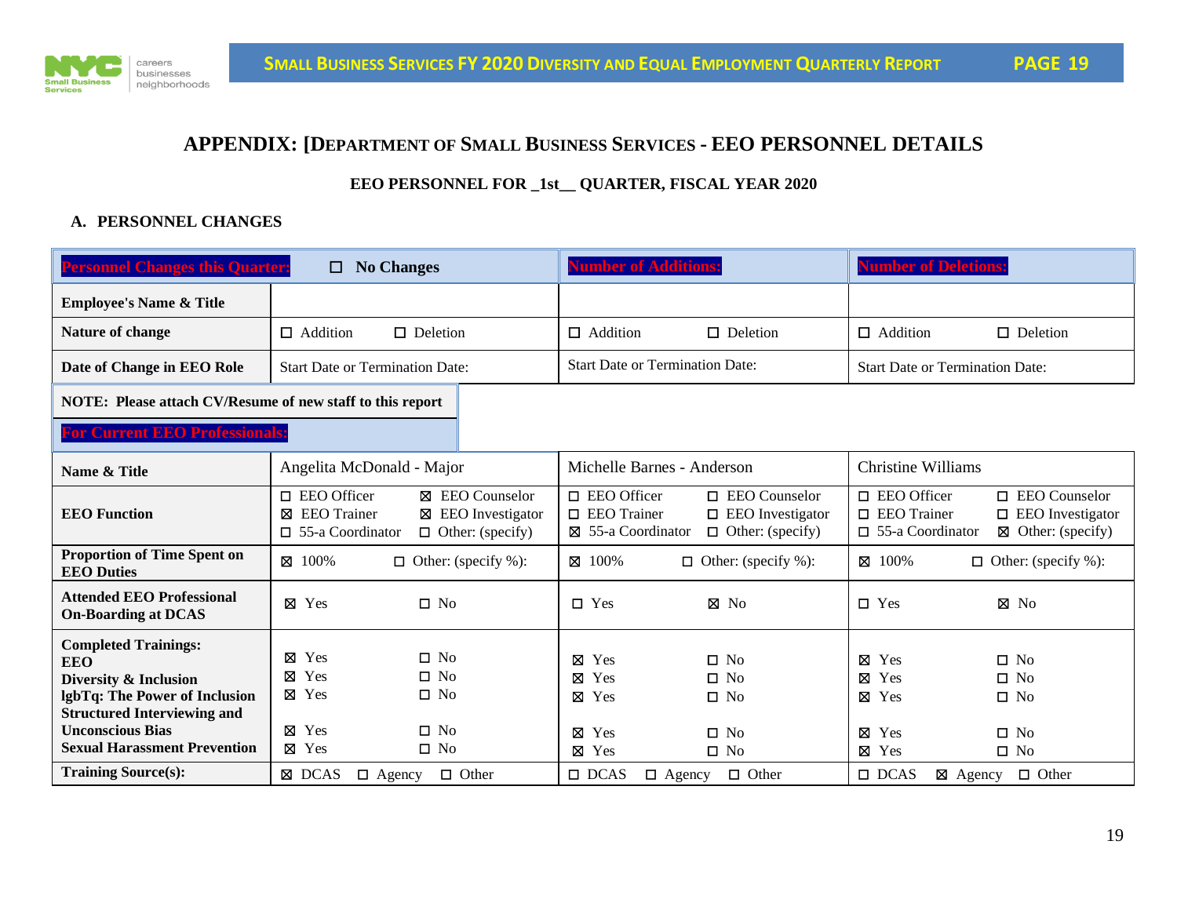## APPENDIX: [DEPARTMENT OF SMALL BUSINESS SERVICES - EEO PERSONNEL DETAILS

**EEO PERSONNEL FOR _1st__ QUARTER, FISCAL YEAR 2020**

**A. PERSONNEL CHANGES**

| Personnel Changes this Quarter: | ☐ No Changes | Number of Additions: | Number of Deletions: |
|---|---|---|---|
| **Employee's Name & Title** | | | |
| **Nature of change** | ☐ Addition ☐ Deletion | ☐ Addition ☐ Deletion | ☐ Addition ☐ Deletion |
| **Date of Change in EEO Role** | Start Date or Termination Date: | Start Date or Termination Date: | Start Date or Termination Date: |

**NOTE: Please attach CV/Resume of new staff to this report**

**For Current EEO Professionals:**

| | | | |
|---|---|---|---|
| **Name & Title** | Angelita McDonald - Major | Michelle Barnes - Anderson | Christine Williams |
| **EEO Function** | ☐ EEO Officer ☒ EEO Counselor ☒ EEO Trainer ☒ EEO Investigator ☐ 55-a Coordinator ☐ Other: (specify) | ☐ EEO Officer ☐ EEO Counselor ☐ EEO Trainer ☐ EEO Investigator ☒ 55-a Coordinator ☐ Other: (specify) | ☐ EEO Officer ☐ EEO Counselor ☐ EEO Trainer ☐ EEO Investigator ☐ 55-a Coordinator ☒ Other: (specify) |
| **Proportion of Time Spent on EEO Duties** | ☒ 100% ☐ Other: (specify %): | ☒ 100% ☐ Other: (specify %): | ☒ 100% ☐ Other: (specify %): |
| **Attended EEO Professional On-Boarding at DCAS** | ☒ Yes ☐ No | ☐ Yes ☒ No | ☐ Yes ☒ No |
| **Completed Trainings:** | | | |
| **EEO** | ☒ Yes ☐ No | ☒ Yes ☐ No | ☒ Yes ☐ No |
| **Diversity & Inclusion** | ☒ Yes ☐ No | ☒ Yes ☐ No | ☒ Yes ☐ No |
| **lgbTq: The Power of Inclusion** | ☒ Yes ☐ No | ☒ Yes ☐ No | ☒ Yes ☐ No |
| **Structured Interviewing and Unconscious Bias** | ☒ Yes ☐ No | ☒ Yes ☐ No | ☒ Yes ☐ No |
| **Sexual Harassment Prevention** | ☒ Yes ☐ No | ☒ Yes ☐ No | ☒ Yes ☐ No |
| **Training Source(s):** | ☒ DCAS ☐ Agency ☐ Other | ☐ DCAS ☐ Agency ☐ Other | ☐ DCAS ☒ Agency ☐ Other |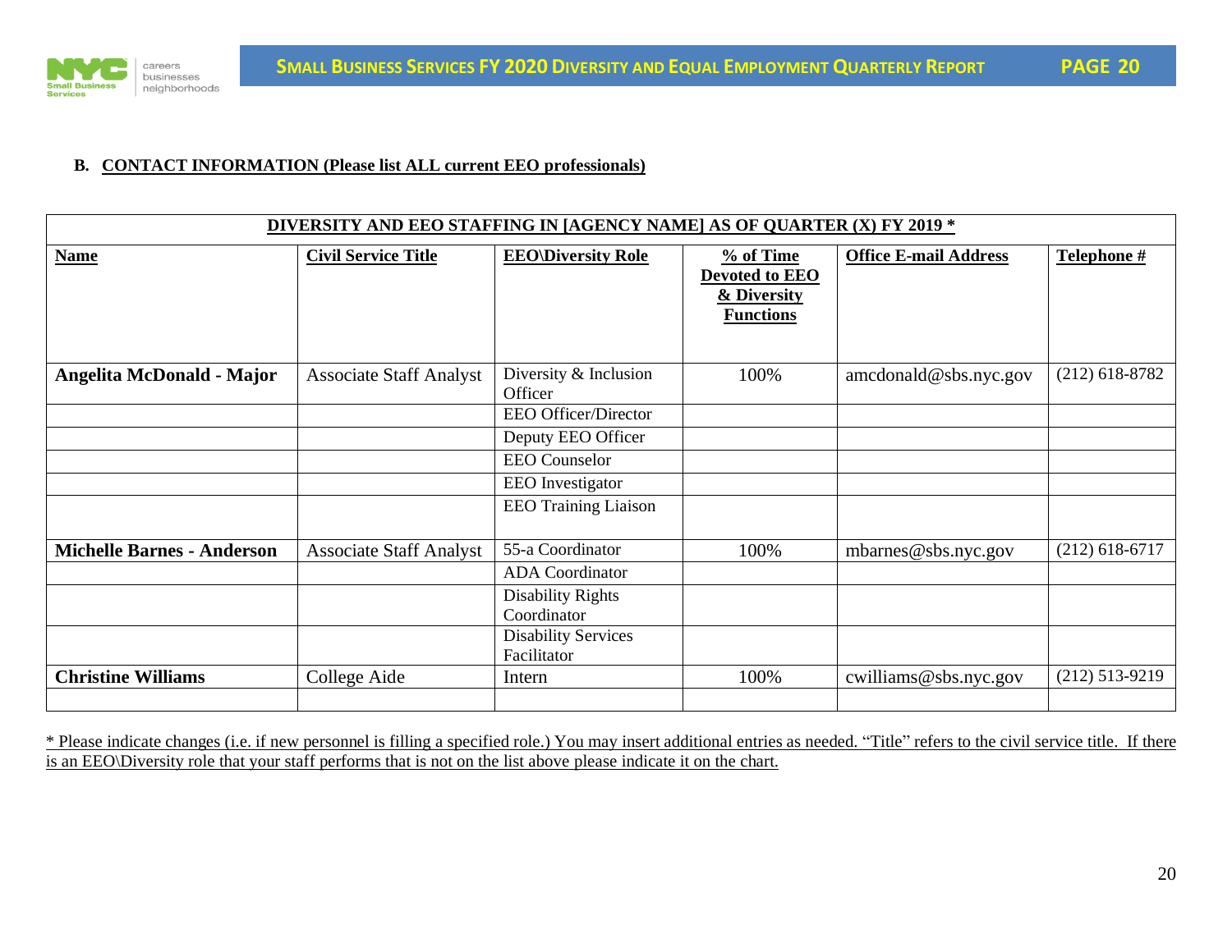**B. CONTACT INFORMATION (Please list ALL current EEO professionals)**

| DIVERSITY AND EEO STAFFING IN [AGENCY NAME] AS OF QUARTER (X) FY 2019 * | | | | | |
|---|---|---|---|---|---|
| **Name** | **Civil Service Title** | **EEO\Diversity Role** | **% of Time Devoted to EEO & Diversity Functions** | **Office E-mail Address** | **Telephone #** |
| **Angelita McDonald - Major** | Associate Staff Analyst | Diversity & Inclusion Officer | 100% | amcdonald@sbs.nyc.gov | (212) 618-8782 |
| | | EEO Officer/Director | | | |
| | | Deputy EEO Officer | | | |
| | | EEO Counselor | | | |
| | | EEO Investigator | | | |
| | | EEO Training Liaison | | | |
| **Michelle Barnes - Anderson** | Associate Staff Analyst | 55-a Coordinator | 100% | mbarnes@sbs.nyc.gov | (212) 618-6717 |
| | | ADA Coordinator | | | |
| | | Disability Rights Coordinator | | | |
| | | Disability Services Facilitator | | | |
| **Christine Williams** | College Aide | Intern | 100% | cwilliams@sbs.nyc.gov | (212) 513-9219 |
| | | | | | |

* Please indicate changes (i.e. if new personnel is filling a specified role.) You may insert additional entries as needed. "Title" refers to the civil service title. If there is an EEO\Diversity role that your staff performs that is not on the list above please indicate it on the chart.